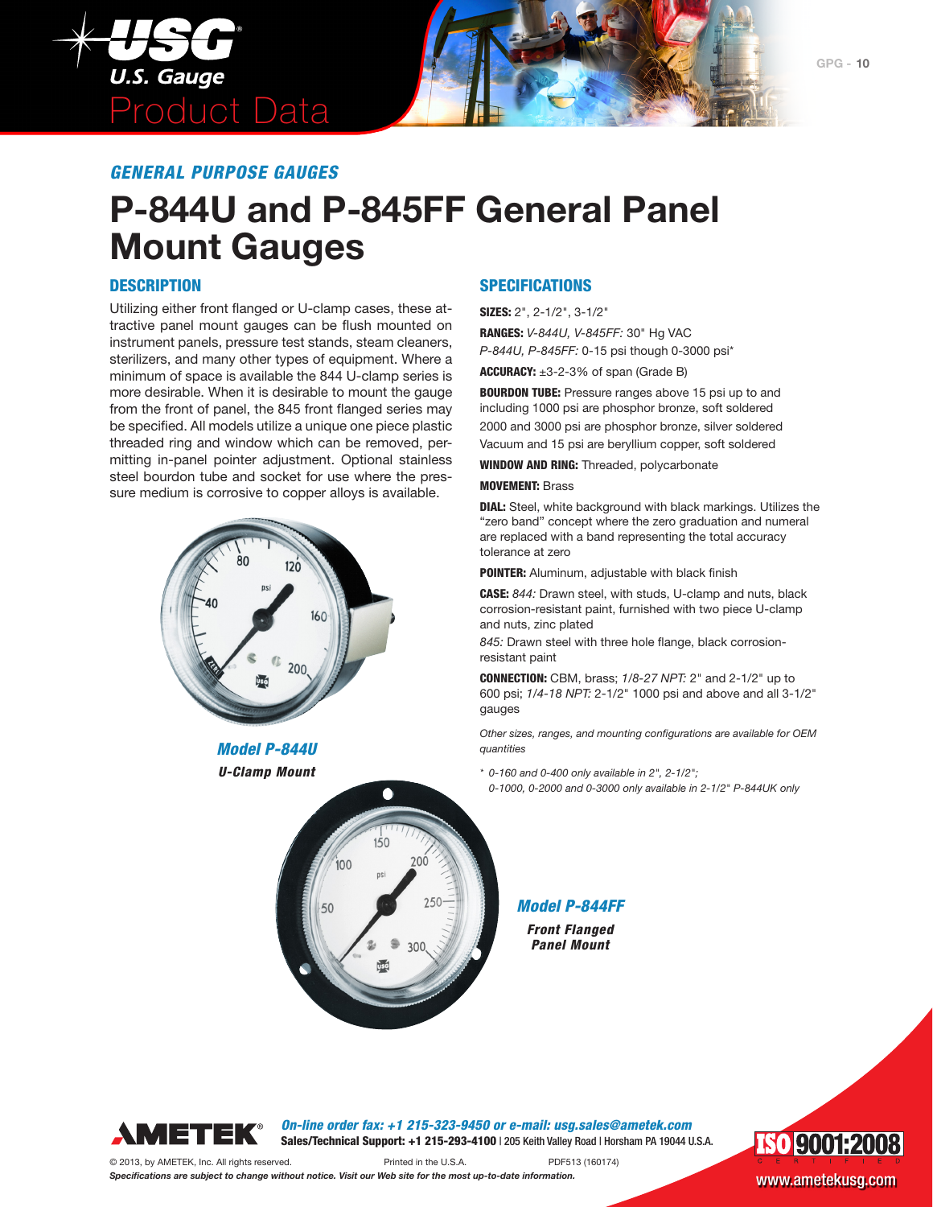*GENERAL PURPOSE GAUGES*

# P-844U and P-845FF General Panel Mount Gauges

## DESCRIPTION

Utilizing either front flanged or U-clamp cases, these attractive panel mount gauges can be flush mounted on instrument panels, pressure test stands, steam cleaners, sterilizers, and many other types of equipment. Where a minimum of space is available the 844 U-clamp series is more desirable. When it is desirable to mount the gauge from the front of panel, the 845 front flanged series may be specified. All models utilize a unique one piece plastic threaded ring and window which can be removed, permitting in-panel pointer adjustment. Optional stainless steel bourdon tube and socket for use where the pressure medium is corrosive to copper alloys is available.

***Model P-844U***
***U-Clamp Mount***

***Model P-844FF***
***Front Flanged Panel Mount***

## SPECIFICATIONS

**SIZES:** 2", 2-1/2", 3-1/2"

**RANGES:** *V-844U, V-845FF:* 30" Hg VAC
*P-844U, P-845FF:* 0-15 psi though 0-3000 psi*

**ACCURACY:** ±3-2-3% of span (Grade B)

**BOURDON TUBE:** Pressure ranges above 15 psi up to and including 1000 psi are phosphor bronze, soft soldered
2000 and 3000 psi are phosphor bronze, silver soldered
Vacuum and 15 psi are beryllium copper, soft soldered

**WINDOW AND RING:** Threaded, polycarbonate

**MOVEMENT:** Brass

**DIAL:** Steel, white background with black markings. Utilizes the "zero band" concept where the zero graduation and numeral are replaced with a band representing the total accuracy tolerance at zero

**POINTER:** Aluminum, adjustable with black finish

**CASE:** *844:* Drawn steel, with studs, U-clamp and nuts, black corrosion-resistant paint, furnished with two piece U-clamp and nuts, zinc plated
*845:* Drawn steel with three hole flange, black corrosion-resistant paint

**CONNECTION:** CBM, brass; *1/8-27 NPT:* 2" and 2-1/2" up to 600 psi; *1/4-18 NPT:* 2-1/2" 1000 psi and above and all 3-1/2" gauges

*Other sizes, ranges, and mounting configurations are available for OEM quantities*

*\* 0-160 and 0-400 only available in 2", 2-1/2";*
*0-1000, 0-2000 and 0-3000 only available in 2-1/2" P-844UK only*

***On-line order fax: +1 215-323-9450 or e-mail: usg.sales@ametek.com***
**Sales/Technical Support: +1 215-293-4100** | 205 Keith Valley Road | Horsham PA 19044 U.S.A.

© 2013, by AMETEK, Inc. All rights reserved. Printed in the U.S.A. PDF513 (160174)

***Specifications are subject to change without notice. Visit our Web site for the most up-to-date information.***

ISO 9001:2008 CERTIFIED

www.ametekusg.com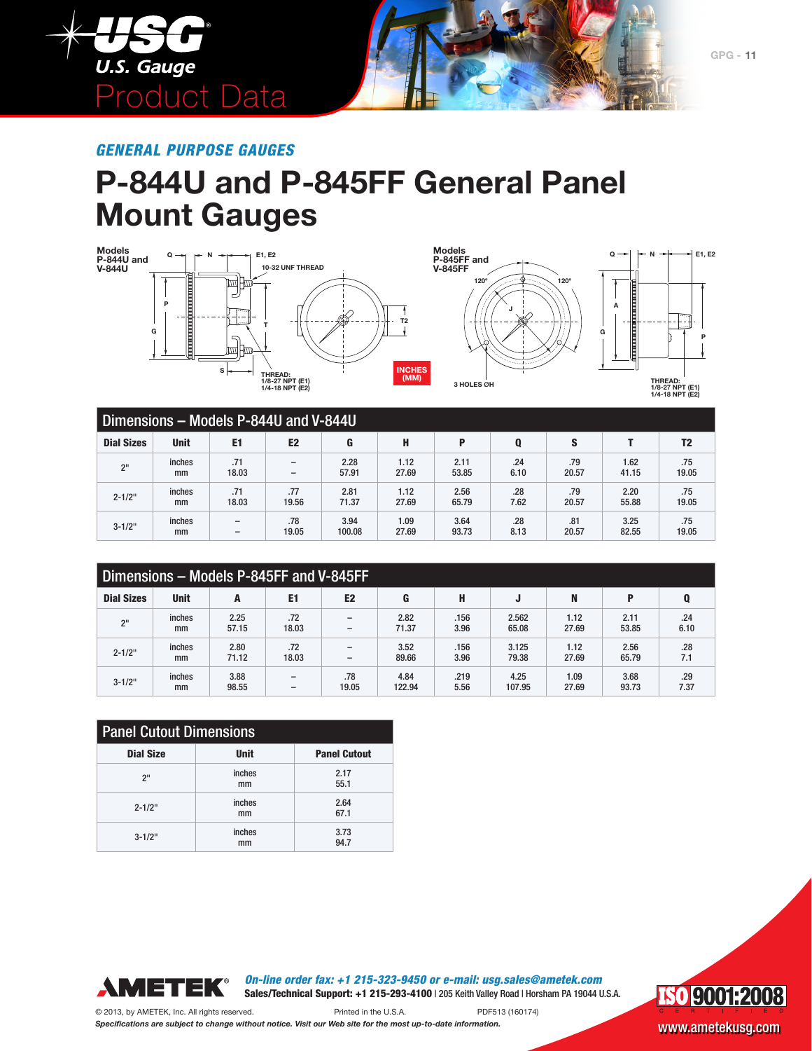*GENERAL PURPOSE GAUGES*

# P-844U and P-845FF General Panel Mount Gauges

Models P-844U and V-844U

Q N E1, E2

10-32 UNF THREAD

P G T T2 S

THREAD: 1/8-27 NPT (E1) 1/4-18 NPT (E2)

INCHES (MM)

Models P-845FF and V-845FF

120° 120°

J

3 HOLES ØH

Q N E1, E2

A G P

THREAD: 1/8-27 NPT (E1) 1/4-18 NPT (E2)

## Dimensions – Models P-844U and V-844U

| Dial Sizes | Unit | E1 | E2 | G | H | P | Q | S | T | T2 |
|---|---|---|---|---|---|---|---|---|---|---|
| 2" | inches<br>mm | .71<br>18.03 | –<br>– | 2.28<br>57.91 | 1.12<br>27.69 | 2.11<br>53.85 | .24<br>6.10 | .79<br>20.57 | 1.62<br>41.15 | .75<br>19.05 |
| 2-1/2" | inches<br>mm | .71<br>18.03 | .77<br>19.56 | 2.81<br>71.37 | 1.12<br>27.69 | 2.56<br>65.79 | .28<br>7.62 | .79<br>20.57 | 2.20<br>55.88 | .75<br>19.05 |
| 3-1/2" | inches<br>mm | –<br>– | .78<br>19.05 | 3.94<br>100.08 | 1.09<br>27.69 | 3.64<br>93.73 | .28<br>8.13 | .81<br>20.57 | 3.25<br>82.55 | .75<br>19.05 |

## Dimensions – Models P-845FF and V-845FF

| Dial Sizes | Unit | A | E1 | E2 | G | H | J | N | P | Q |
|---|---|---|---|---|---|---|---|---|---|---|
| 2" | inches<br>mm | 2.25<br>57.15 | .72<br>18.03 | –<br>– | 2.82<br>71.37 | .156<br>3.96 | 2.562<br>65.08 | 1.12<br>27.69 | 2.11<br>53.85 | .24<br>6.10 |
| 2-1/2" | inches<br>mm | 2.80<br>71.12 | .72<br>18.03 | –<br>– | 3.52<br>89.66 | .156<br>3.96 | 3.125<br>79.38 | 1.12<br>27.69 | 2.56<br>65.79 | .28<br>7.1 |
| 3-1/2" | inches<br>mm | 3.88<br>98.55 | –<br>– | .78<br>19.05 | 4.84<br>122.94 | .219<br>5.56 | 4.25<br>107.95 | 1.09<br>27.69 | 3.68<br>93.73 | .29<br>7.37 |

## Panel Cutout Dimensions

| Dial Size | Unit | Panel Cutout |
|---|---|---|
| 2" | inches<br>mm | 2.17<br>55.1 |
| 2-1/2" | inches<br>mm | 2.64<br>67.1 |
| 3-1/2" | inches<br>mm | 3.73<br>94.7 |

AMETEK®

*On-line order fax: +1 215-323-9450 or e-mail: usg.sales@ametek.com*

**Sales/Technical Support: +1 215-293-4100** | 205 Keith Valley Road | Horsham PA 19044 U.S.A.

© 2013, by AMETEK, Inc. All rights reserved. Printed in the U.S.A. PDF513 (160174)

*Specifications are subject to change without notice. Visit our Web site for the most up-to-date information.*

ISO 9001:2008 CERTIFIED

www.ametekusg.com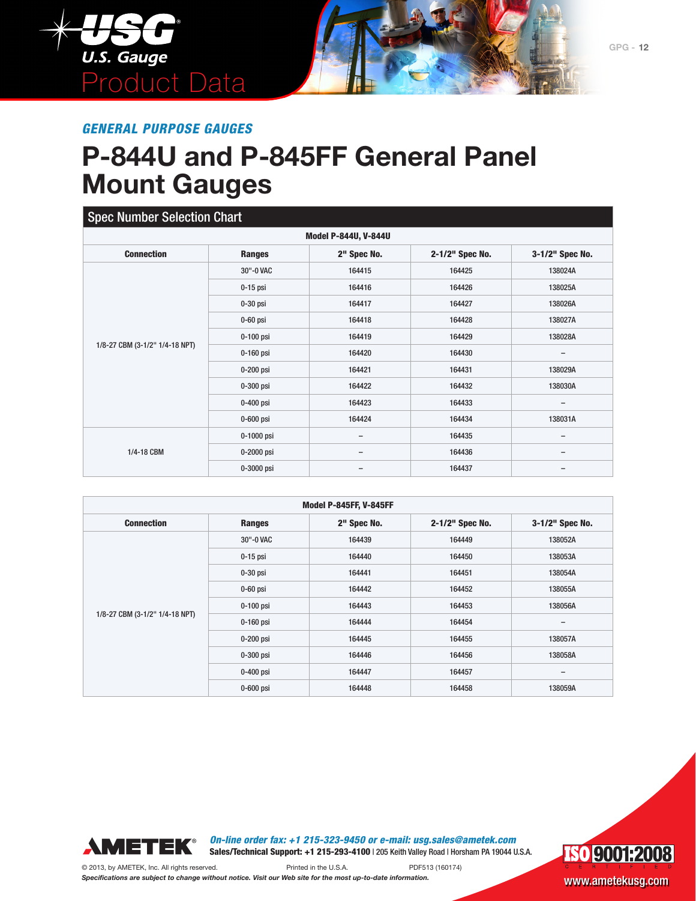## GENERAL PURPOSE GAUGES

# P-844U and P-845FF General Panel Mount Gauges

### Spec Number Selection Chart

| Model P-844U, V-844U | | | | |
|---|---|---|---|---|
| **Connection** | **Ranges** | **2" Spec No.** | **2-1/2" Spec No.** | **3-1/2" Spec No.** |
| 1/8-27 CBM (3-1/2" 1/4-18 NPT) | 30"-0 VAC | 164415 | 164425 | 138024A |
| | 0-15 psi | 164416 | 164426 | 138025A |
| | 0-30 psi | 164417 | 164427 | 138026A |
| | 0-60 psi | 164418 | 164428 | 138027A |
| | 0-100 psi | 164419 | 164429 | 138028A |
| | 0-160 psi | 164420 | 164430 | – |
| | 0-200 psi | 164421 | 164431 | 138029A |
| | 0-300 psi | 164422 | 164432 | 138030A |
| | 0-400 psi | 164423 | 164433 | – |
| | 0-600 psi | 164424 | 164434 | 138031A |
| 1/4-18 CBM | 0-1000 psi | – | 164435 | – |
| | 0-2000 psi | – | 164436 | – |
| | 0-3000 psi | – | 164437 | – |

| Model P-845FF, V-845FF | | | | |
|---|---|---|---|---|
| **Connection** | **Ranges** | **2" Spec No.** | **2-1/2" Spec No.** | **3-1/2" Spec No.** |
| 1/8-27 CBM (3-1/2" 1/4-18 NPT) | 30"-0 VAC | 164439 | 164449 | 138052A |
| | 0-15 psi | 164440 | 164450 | 138053A |
| | 0-30 psi | 164441 | 164451 | 138054A |
| | 0-60 psi | 164442 | 164452 | 138055A |
| | 0-100 psi | 164443 | 164453 | 138056A |
| | 0-160 psi | 164444 | 164454 | – |
| | 0-200 psi | 164445 | 164455 | 138057A |
| | 0-300 psi | 164446 | 164456 | 138058A |
| | 0-400 psi | 164447 | 164457 | – |
| | 0-600 psi | 164448 | 164458 | 138059A |

*On-line order fax: +1 215-323-9450 or e-mail: usg.sales@ametek.com*
**Sales/Technical Support: +1 215-293-4100** | 205 Keith Valley Road | Horsham PA 19044 U.S.A.

© 2013, by AMETEK, Inc. All rights reserved. Printed in the U.S.A. PDF513 (160174)

*Specifications are subject to change without notice. Visit our Web site for the most up-to-date information.*

ISO 9001:2008 CERTIFIED

www.ametekusg.com